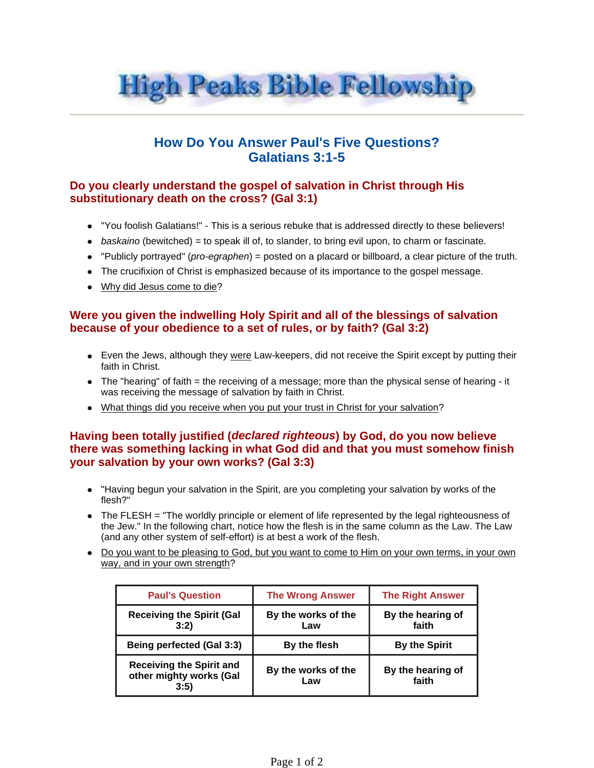# High Peaks Bible Fellowship

## How Do You Answer Paul's Five Questions?
## Galatians 3:1-5

### Do you clearly understand the gospel of salvation in Christ through His substitutionary death on the cross? (Gal 3:1)

- "You foolish Galatians!" - This is a serious rebuke that is addressed directly to these believers!
- *baskaino* (bewitched) = to speak ill of, to slander, to bring evil upon, to charm or fascinate.
- "Publicly portrayed" (*pro-egraphen*) = posted on a placard or billboard, a clear picture of the truth.
- The crucifixion of Christ is emphasized because of its importance to the gospel message.
- Why did Jesus come to die?

### Were you given the indwelling Holy Spirit and all of the blessings of salvation because of your obedience to a set of rules, or by faith? (Gal 3:2)

- Even the Jews, although they were Law-keepers, did not receive the Spirit except by putting their faith in Christ.
- The "hearing" of faith = the receiving of a message; more than the physical sense of hearing - it was receiving the message of salvation by faith in Christ.
- What things did you receive when you put your trust in Christ for your salvation?

### Having been totally justified (*declared righteous*) by God, do you now believe there was something lacking in what God did and that you must somehow finish your salvation by your own works? (Gal 3:3)

- "Having begun your salvation in the Spirit, are you completing your salvation by works of the flesh?"
- The FLESH = "The worldly principle or element of life represented by the legal righteousness of the Jew." In the following chart, notice how the flesh is in the same column as the Law. The Law (and any other system of self-effort) is at best a work of the flesh.
- Do you want to be pleasing to God, but you want to come to Him on your own terms, in your own way, and in your own strength?

| Paul's Question | The Wrong Answer | The Right Answer |
|---|---|---|
| **Receiving the Spirit (Gal 3:2)** | **By the works of the Law** | **By the hearing of faith** |
| **Being perfected (Gal 3:3)** | **By the flesh** | **By the Spirit** |
| **Receiving the Spirit and other mighty works (Gal 3:5)** | **By the works of the Law** | **By the hearing of faith** |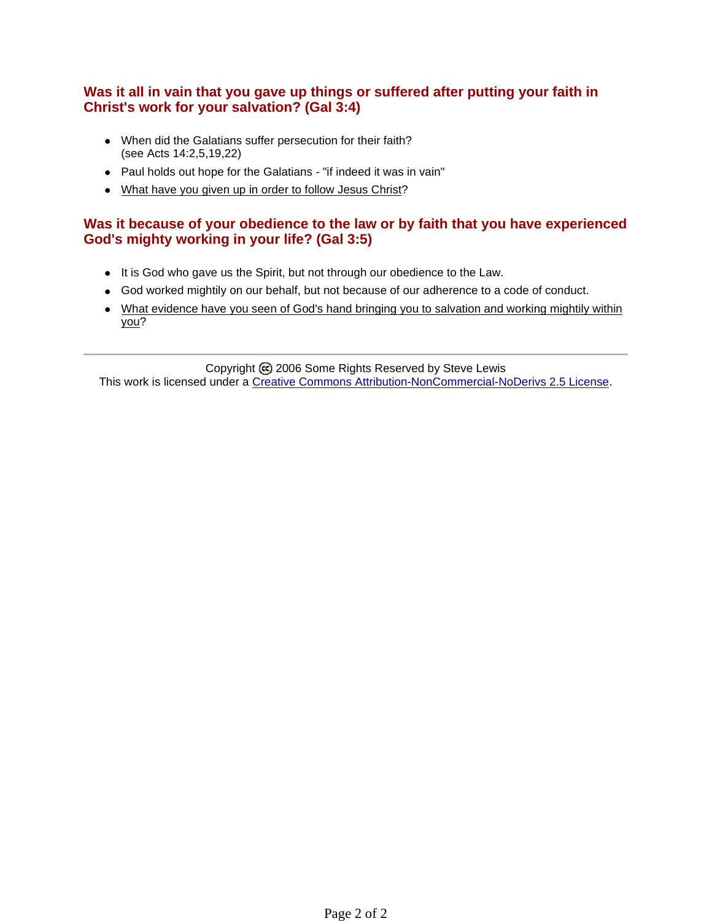## Was it all in vain that you gave up things or suffered after putting your faith in Christ's work for your salvation? (Gal 3:4)

- When did the Galatians suffer persecution for their faith? (see Acts 14:2,5,19,22)
- Paul holds out hope for the Galatians - "if indeed it was in vain"
- <u>What have you given up in order to follow Jesus Christ</u>?

## Was it because of your obedience to the law or by faith that you have experienced God's mighty working in your life? (Gal 3:5)

- It is God who gave us the Spirit, but not through our obedience to the Law.
- God worked mightily on our behalf, but not because of our adherence to a code of conduct.
- <u>What evidence have you seen of God's hand bringing you to salvation and working mightily within you</u>?

---

Copyright (cc) 2006 Some Rights Reserved by Steve Lewis
This work is licensed under a Creative Commons Attribution-NonCommercial-NoDerivs 2.5 License.